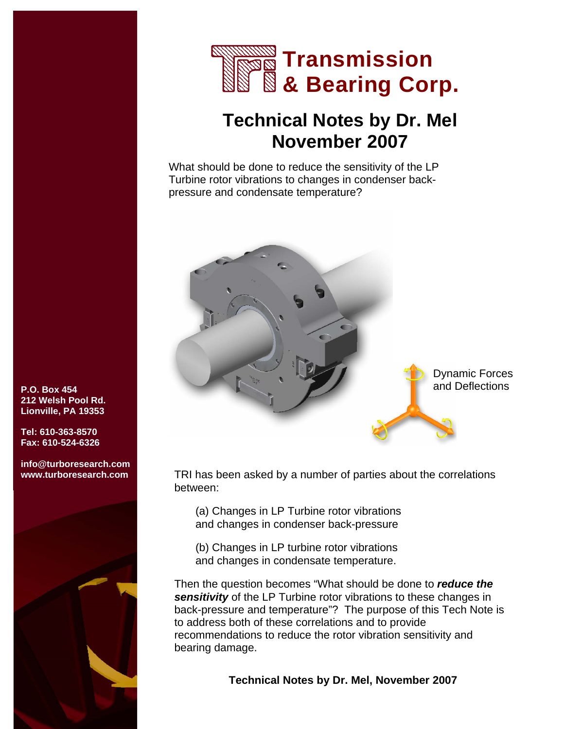# Transmission & Bearing Corp.

## Technical Notes by Dr. Mel
## November 2007

What should be done to reduce the sensitivity of the LP Turbine rotor vibrations to changes in condenser back-pressure and condensate temperature?

Dynamic Forces and Deflections

**P.O. Box 454**
**212 Welsh Pool Rd.**
**Lionville, PA 19353**

**Tel: 610-363-8570**
**Fax: 610-524-6326**

**info@turboresearch.com**
**www.turboresearch.com**

TRI has been asked by a number of parties about the correlations between:

(a) Changes in LP Turbine rotor vibrations and changes in condenser back-pressure

(b) Changes in LP turbine rotor vibrations and changes in condensate temperature.

Then the question becomes "What should be done to ***reduce the sensitivity*** of the LP Turbine rotor vibrations to these changes in back-pressure and temperature"? The purpose of this Tech Note is to address both of these correlations and to provide recommendations to reduce the rotor vibration sensitivity and bearing damage.

**Technical Notes by Dr. Mel, November 2007**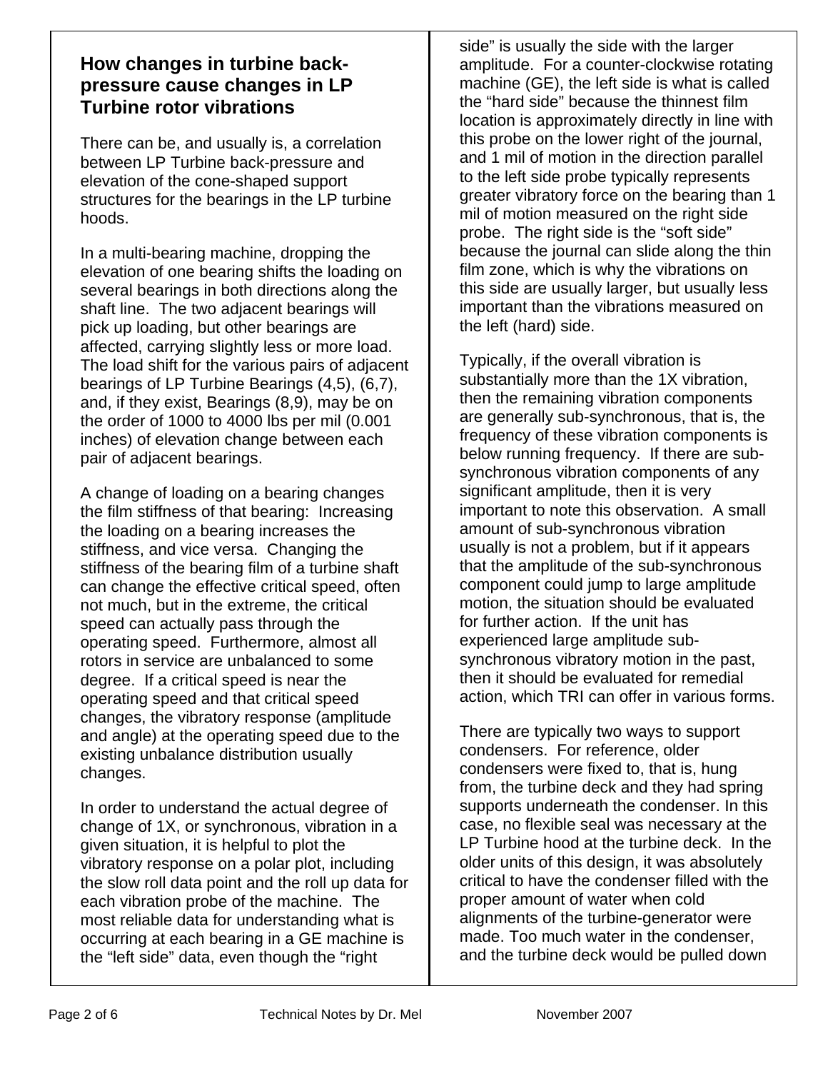## How changes in turbine back-pressure cause changes in LP Turbine rotor vibrations

There can be, and usually is, a correlation between LP Turbine back-pressure and elevation of the cone-shaped support structures for the bearings in the LP turbine hoods.

In a multi-bearing machine, dropping the elevation of one bearing shifts the loading on several bearings in both directions along the shaft line. The two adjacent bearings will pick up loading, but other bearings are affected, carrying slightly less or more load. The load shift for the various pairs of adjacent bearings of LP Turbine Bearings (4,5), (6,7), and, if they exist, Bearings (8,9), may be on the order of 1000 to 4000 lbs per mil (0.001 inches) of elevation change between each pair of adjacent bearings.

A change of loading on a bearing changes the film stiffness of that bearing: Increasing the loading on a bearing increases the stiffness, and vice versa. Changing the stiffness of the bearing film of a turbine shaft can change the effective critical speed, often not much, but in the extreme, the critical speed can actually pass through the operating speed. Furthermore, almost all rotors in service are unbalanced to some degree. If a critical speed is near the operating speed and that critical speed changes, the vibratory response (amplitude and angle) at the operating speed due to the existing unbalance distribution usually changes.

In order to understand the actual degree of change of 1X, or synchronous, vibration in a given situation, it is helpful to plot the vibratory response on a polar plot, including the slow roll data point and the roll up data for each vibration probe of the machine. The most reliable data for understanding what is occurring at each bearing in a GE machine is the "left side" data, even though the "right side" is usually the side with the larger amplitude. For a counter-clockwise rotating machine (GE), the left side is what is called the "hard side" because the thinnest film location is approximately directly in line with this probe on the lower right of the journal, and 1 mil of motion in the direction parallel to the left side probe typically represents greater vibratory force on the bearing than 1 mil of motion measured on the right side probe. The right side is the "soft side" because the journal can slide along the thin film zone, which is why the vibrations on this side are usually larger, but usually less important than the vibrations measured on the left (hard) side.

Typically, if the overall vibration is substantially more than the 1X vibration, then the remaining vibration components are generally sub-synchronous, that is, the frequency of these vibration components is below running frequency. If there are sub-synchronous vibration components of any significant amplitude, then it is very important to note this observation. A small amount of sub-synchronous vibration usually is not a problem, but if it appears that the amplitude of the sub-synchronous component could jump to large amplitude motion, the situation should be evaluated for further action. If the unit has experienced large amplitude sub-synchronous vibratory motion in the past, then it should be evaluated for remedial action, which TRI can offer in various forms.

There are typically two ways to support condensers. For reference, older condensers were fixed to, that is, hung from, the turbine deck and they had spring supports underneath the condenser. In this case, no flexible seal was necessary at the LP Turbine hood at the turbine deck. In the older units of this design, it was absolutely critical to have the condenser filled with the proper amount of water when cold alignments of the turbine-generator were made. Too much water in the condenser, and the turbine deck would be pulled down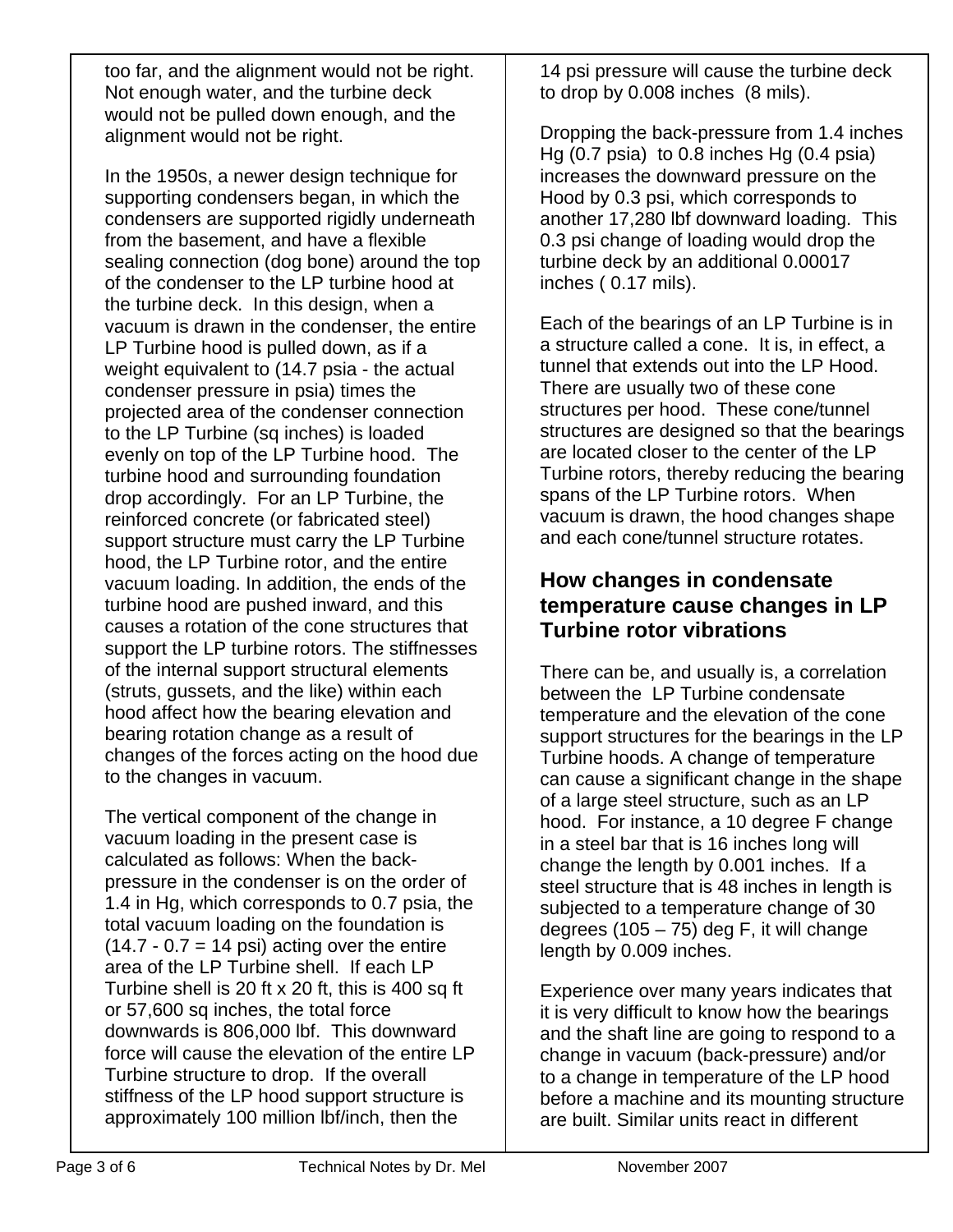too far, and the alignment would not be right. Not enough water, and the turbine deck would not be pulled down enough, and the alignment would not be right.

In the 1950s, a newer design technique for supporting condensers began, in which the condensers are supported rigidly underneath from the basement, and have a flexible sealing connection (dog bone) around the top of the condenser to the LP turbine hood at the turbine deck. In this design, when a vacuum is drawn in the condenser, the entire LP Turbine hood is pulled down, as if a weight equivalent to (14.7 psia - the actual condenser pressure in psia) times the projected area of the condenser connection to the LP Turbine (sq inches) is loaded evenly on top of the LP Turbine hood. The turbine hood and surrounding foundation drop accordingly. For an LP Turbine, the reinforced concrete (or fabricated steel) support structure must carry the LP Turbine hood, the LP Turbine rotor, and the entire vacuum loading. In addition, the ends of the turbine hood are pushed inward, and this causes a rotation of the cone structures that support the LP turbine rotors. The stiffnesses of the internal support structural elements (struts, gussets, and the like) within each hood affect how the bearing elevation and bearing rotation change as a result of changes of the forces acting on the hood due to the changes in vacuum.

The vertical component of the change in vacuum loading in the present case is calculated as follows: When the back-pressure in the condenser is on the order of 1.4 in Hg, which corresponds to 0.7 psia, the total vacuum loading on the foundation is (14.7 - 0.7 = 14 psi) acting over the entire area of the LP Turbine shell. If each LP Turbine shell is 20 ft x 20 ft, this is 400 sq ft or 57,600 sq inches, the total force downwards is 806,000 lbf. This downward force will cause the elevation of the entire LP Turbine structure to drop. If the overall stiffness of the LP hood support structure is approximately 100 million lbf/inch, then the 14 psi pressure will cause the turbine deck to drop by 0.008 inches (8 mils).

Dropping the back-pressure from 1.4 inches Hg (0.7 psia) to 0.8 inches Hg (0.4 psia) increases the downward pressure on the Hood by 0.3 psi, which corresponds to another 17,280 lbf downward loading. This 0.3 psi change of loading would drop the turbine deck by an additional 0.00017 inches ( 0.17 mils).

Each of the bearings of an LP Turbine is in a structure called a cone. It is, in effect, a tunnel that extends out into the LP Hood. There are usually two of these cone structures per hood. These cone/tunnel structures are designed so that the bearings are located closer to the center of the LP Turbine rotors, thereby reducing the bearing spans of the LP Turbine rotors. When vacuum is drawn, the hood changes shape and each cone/tunnel structure rotates.

## How changes in condensate temperature cause changes in LP Turbine rotor vibrations

There can be, and usually is, a correlation between the LP Turbine condensate temperature and the elevation of the cone support structures for the bearings in the LP Turbine hoods. A change of temperature can cause a significant change in the shape of a large steel structure, such as an LP hood. For instance, a 10 degree F change in a steel bar that is 16 inches long will change the length by 0.001 inches. If a steel structure that is 48 inches in length is subjected to a temperature change of 30 degrees (105 – 75) deg F, it will change length by 0.009 inches.

Experience over many years indicates that it is very difficult to know how the bearings and the shaft line are going to respond to a change in vacuum (back-pressure) and/or to a change in temperature of the LP hood before a machine and its mounting structure are built. Similar units react in different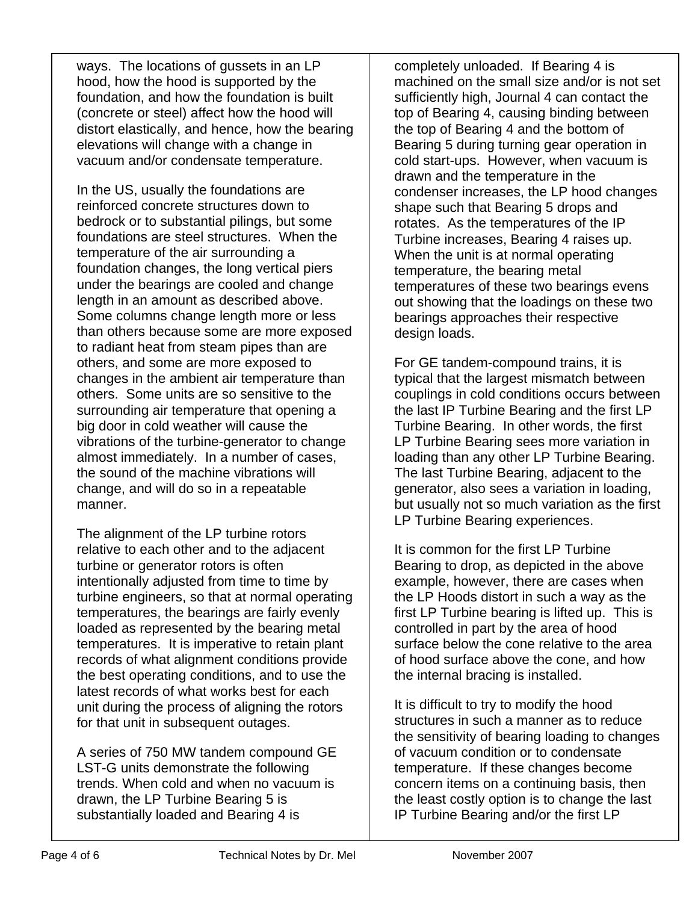ways. The locations of gussets in an LP hood, how the hood is supported by the foundation, and how the foundation is built (concrete or steel) affect how the hood will distort elastically, and hence, how the bearing elevations will change with a change in vacuum and/or condensate temperature.

In the US, usually the foundations are reinforced concrete structures down to bedrock or to substantial pilings, but some foundations are steel structures. When the temperature of the air surrounding a foundation changes, the long vertical piers under the bearings are cooled and change length in an amount as described above. Some columns change length more or less than others because some are more exposed to radiant heat from steam pipes than are others, and some are more exposed to changes in the ambient air temperature than others. Some units are so sensitive to the surrounding air temperature that opening a big door in cold weather will cause the vibrations of the turbine-generator to change almost immediately. In a number of cases, the sound of the machine vibrations will change, and will do so in a repeatable manner.

The alignment of the LP turbine rotors relative to each other and to the adjacent turbine or generator rotors is often intentionally adjusted from time to time by turbine engineers, so that at normal operating temperatures, the bearings are fairly evenly loaded as represented by the bearing metal temperatures. It is imperative to retain plant records of what alignment conditions provide the best operating conditions, and to use the latest records of what works best for each unit during the process of aligning the rotors for that unit in subsequent outages.

A series of 750 MW tandem compound GE LST-G units demonstrate the following trends. When cold and when no vacuum is drawn, the LP Turbine Bearing 5 is substantially loaded and Bearing 4 is completely unloaded. If Bearing 4 is machined on the small size and/or is not set sufficiently high, Journal 4 can contact the top of Bearing 4, causing binding between the top of Bearing 4 and the bottom of Bearing 5 during turning gear operation in cold start-ups. However, when vacuum is drawn and the temperature in the condenser increases, the LP hood changes shape such that Bearing 5 drops and rotates. As the temperatures of the IP Turbine increases, Bearing 4 raises up. When the unit is at normal operating temperature, the bearing metal temperatures of these two bearings evens out showing that the loadings on these two bearings approaches their respective design loads.

For GE tandem-compound trains, it is typical that the largest mismatch between couplings in cold conditions occurs between the last IP Turbine Bearing and the first LP Turbine Bearing. In other words, the first LP Turbine Bearing sees more variation in loading than any other LP Turbine Bearing. The last Turbine Bearing, adjacent to the generator, also sees a variation in loading, but usually not so much variation as the first LP Turbine Bearing experiences.

It is common for the first LP Turbine Bearing to drop, as depicted in the above example, however, there are cases when the LP Hoods distort in such a way as the first LP Turbine bearing is lifted up. This is controlled in part by the area of hood surface below the cone relative to the area of hood surface above the cone, and how the internal bracing is installed.

It is difficult to try to modify the hood structures in such a manner as to reduce the sensitivity of bearing loading to changes of vacuum condition or to condensate temperature. If these changes become concern items on a continuing basis, then the least costly option is to change the last IP Turbine Bearing and/or the first LP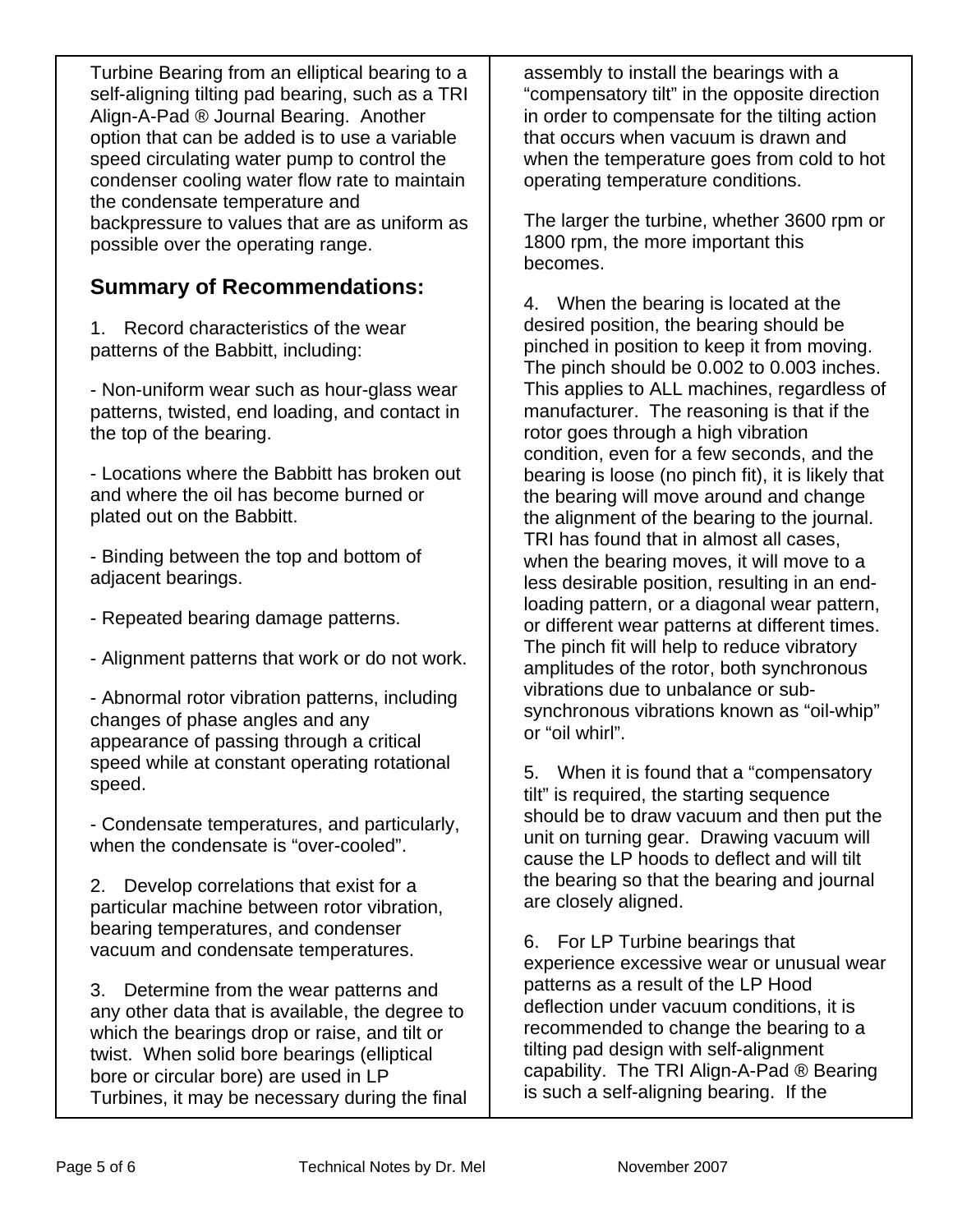Turbine Bearing from an elliptical bearing to a self-aligning tilting pad bearing, such as a TRI Align-A-Pad ® Journal Bearing. Another option that can be added is to use a variable speed circulating water pump to control the condenser cooling water flow rate to maintain the condensate temperature and backpressure to values that are as uniform as possible over the operating range.

## Summary of Recommendations:

1. Record characteristics of the wear patterns of the Babbitt, including:

- Non-uniform wear such as hour-glass wear patterns, twisted, end loading, and contact in the top of the bearing.

- Locations where the Babbitt has broken out and where the oil has become burned or plated out on the Babbitt.

- Binding between the top and bottom of adjacent bearings.

- Repeated bearing damage patterns.

- Alignment patterns that work or do not work.

- Abnormal rotor vibration patterns, including changes of phase angles and any appearance of passing through a critical speed while at constant operating rotational speed.

- Condensate temperatures, and particularly, when the condensate is "over-cooled".

2. Develop correlations that exist for a particular machine between rotor vibration, bearing temperatures, and condenser vacuum and condensate temperatures.

3. Determine from the wear patterns and any other data that is available, the degree to which the bearings drop or raise, and tilt or twist. When solid bore bearings (elliptical bore or circular bore) are used in LP Turbines, it may be necessary during the final assembly to install the bearings with a "compensatory tilt" in the opposite direction in order to compensate for the tilting action that occurs when vacuum is drawn and when the temperature goes from cold to hot operating temperature conditions.

The larger the turbine, whether 3600 rpm or 1800 rpm, the more important this becomes.

4. When the bearing is located at the desired position, the bearing should be pinched in position to keep it from moving. The pinch should be 0.002 to 0.003 inches. This applies to ALL machines, regardless of manufacturer. The reasoning is that if the rotor goes through a high vibration condition, even for a few seconds, and the bearing is loose (no pinch fit), it is likely that the bearing will move around and change the alignment of the bearing to the journal. TRI has found that in almost all cases, when the bearing moves, it will move to a less desirable position, resulting in an end-loading pattern, or a diagonal wear pattern, or different wear patterns at different times. The pinch fit will help to reduce vibratory amplitudes of the rotor, both synchronous vibrations due to unbalance or sub-synchronous vibrations known as "oil-whip" or "oil whirl".

5. When it is found that a "compensatory tilt" is required, the starting sequence should be to draw vacuum and then put the unit on turning gear. Drawing vacuum will cause the LP hoods to deflect and will tilt the bearing so that the bearing and journal are closely aligned.

6. For LP Turbine bearings that experience excessive wear or unusual wear patterns as a result of the LP Hood deflection under vacuum conditions, it is recommended to change the bearing to a tilting pad design with self-alignment capability. The TRI Align-A-Pad ® Bearing is such a self-aligning bearing. If the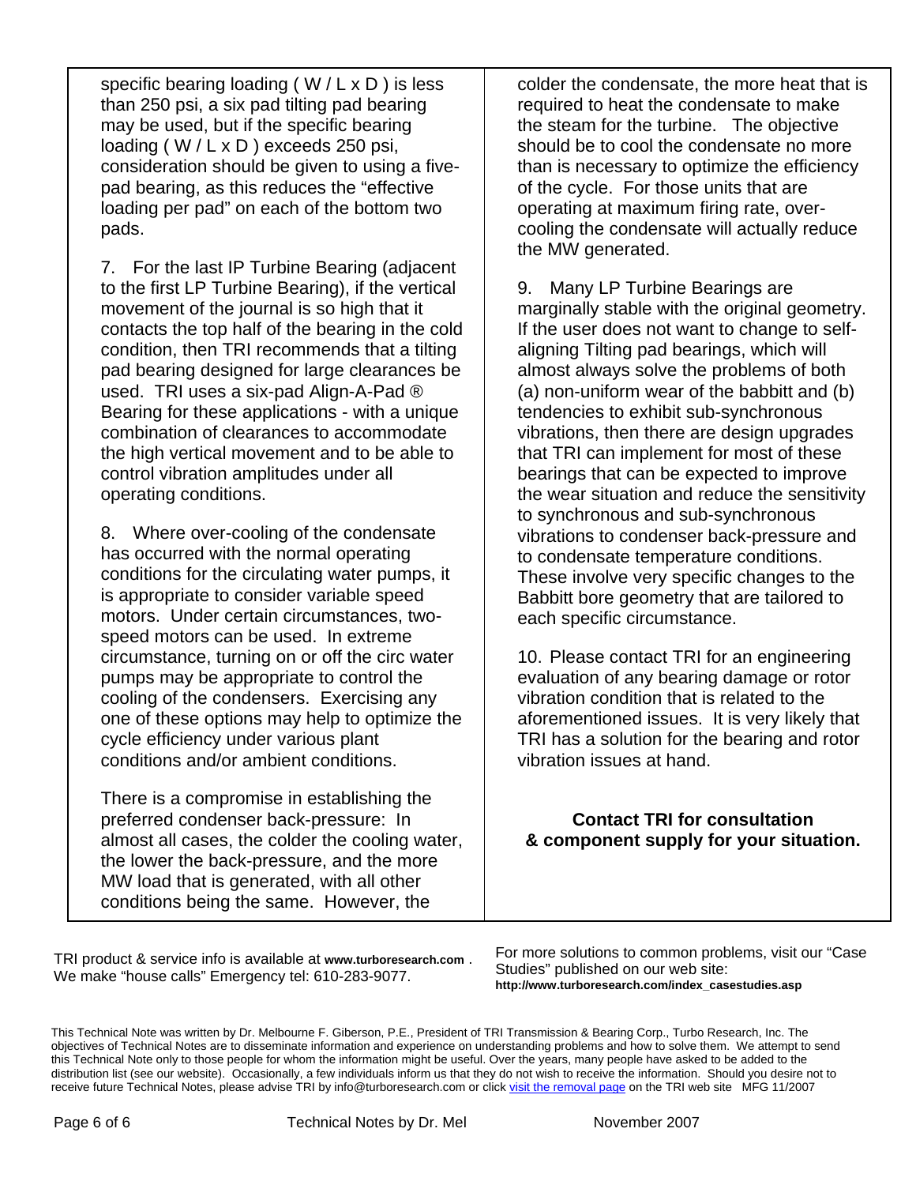specific bearing loading ( W / L x D ) is less than 250 psi, a six pad tilting pad bearing may be used, but if the specific bearing loading ( W / L x D ) exceeds 250 psi, consideration should be given to using a five-pad bearing, as this reduces the "effective loading per pad" on each of the bottom two pads.

7. For the last IP Turbine Bearing (adjacent to the first LP Turbine Bearing), if the vertical movement of the journal is so high that it contacts the top half of the bearing in the cold condition, then TRI recommends that a tilting pad bearing designed for large clearances be used. TRI uses a six-pad Align-A-Pad ® Bearing for these applications - with a unique combination of clearances to accommodate the high vertical movement and to be able to control vibration amplitudes under all operating conditions.

8. Where over-cooling of the condensate has occurred with the normal operating conditions for the circulating water pumps, it is appropriate to consider variable speed motors. Under certain circumstances, two-speed motors can be used. In extreme circumstance, turning on or off the circ water pumps may be appropriate to control the cooling of the condensers. Exercising any one of these options may help to optimize the cycle efficiency under various plant conditions and/or ambient conditions.

There is a compromise in establishing the preferred condenser back-pressure: In almost all cases, the colder the cooling water, the lower the back-pressure, and the more MW load that is generated, with all other conditions being the same. However, the colder the condensate, the more heat that is required to heat the condensate to make the steam for the turbine. The objective should be to cool the condensate no more than is necessary to optimize the efficiency of the cycle. For those units that are operating at maximum firing rate, over-cooling the condensate will actually reduce the MW generated.

9. Many LP Turbine Bearings are marginally stable with the original geometry. If the user does not want to change to self-aligning Tilting pad bearings, which will almost always solve the problems of both (a) non-uniform wear of the babbitt and (b) tendencies to exhibit sub-synchronous vibrations, then there are design upgrades that TRI can implement for most of these bearings that can be expected to improve the wear situation and reduce the sensitivity to synchronous and sub-synchronous vibrations to condenser back-pressure and to condensate temperature conditions. These involve very specific changes to the Babbitt bore geometry that are tailored to each specific circumstance.

10. Please contact TRI for an engineering evaluation of any bearing damage or rotor vibration condition that is related to the aforementioned issues. It is very likely that TRI has a solution for the bearing and rotor vibration issues at hand.

**Contact TRI for consultation & component supply for your situation.**

TRI product & service info is available at **www.turboresearch.com** . We make "house calls" Emergency tel: 610-283-9077.

For more solutions to common problems, visit our "Case Studies" published on our web site: **http://www.turboresearch.com/index_casestudies.asp**

This Technical Note was written by Dr. Melbourne F. Giberson, P.E., President of TRI Transmission & Bearing Corp., Turbo Research, Inc. The objectives of Technical Notes are to disseminate information and experience on understanding problems and how to solve them. We attempt to send this Technical Note only to those people for whom the information might be useful. Over the years, many people have asked to be added to the distribution list (see our website). Occasionally, a few individuals inform us that they do not wish to receive the information. Should you desire not to receive future Technical Notes, please advise TRI by info@turboresearch.com or click visit the removal page on the TRI web site MFG 11/2007